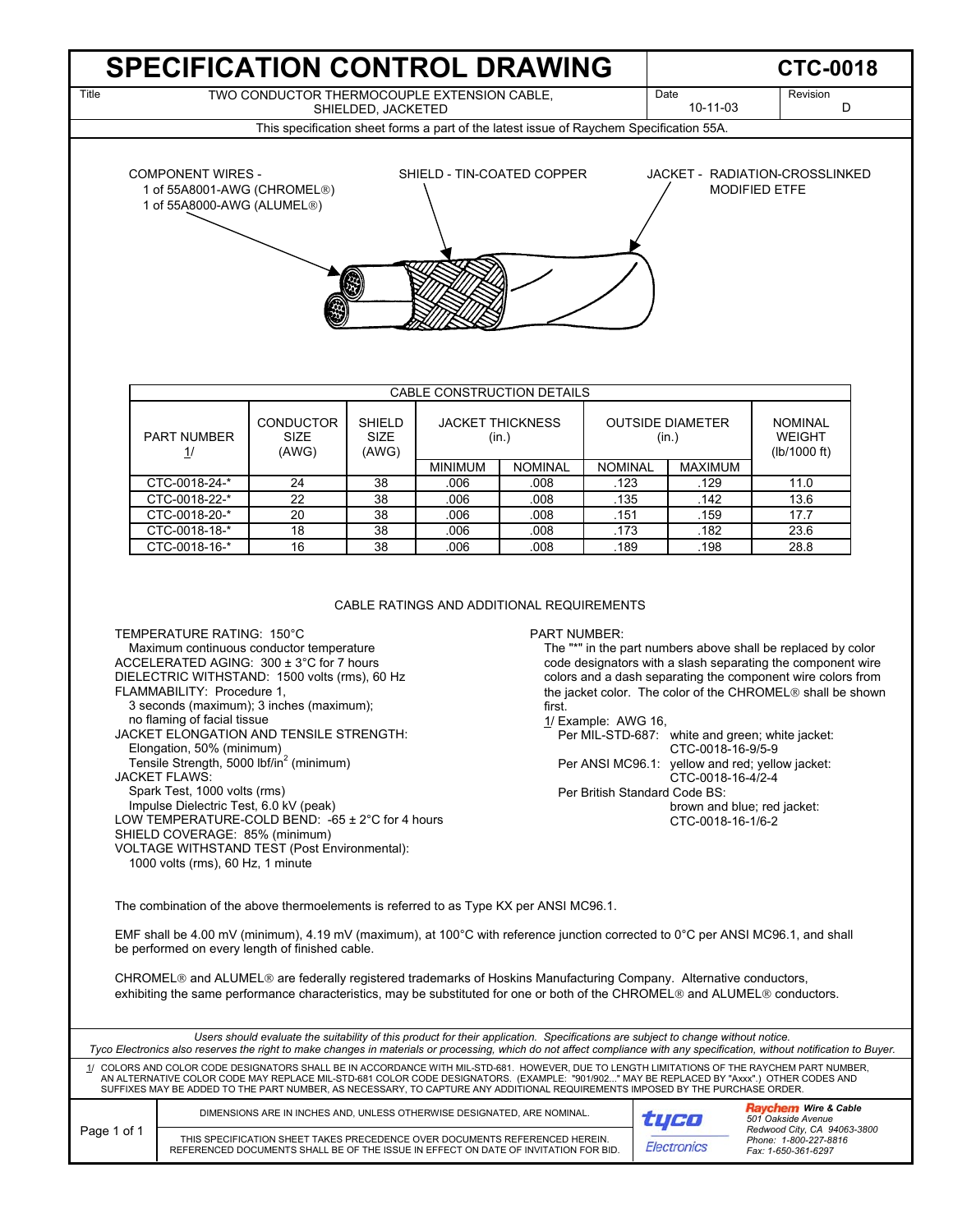# SPECIFICATION CONTROL DRAWING

**CTC-0018**

| Title | Date | Revision |
|---|---|---|
| TWO CONDUCTOR THERMOCOUPLE EXTENSION CABLE, SHIELDED, JACKETED | 10-11-03 | D |

This specification sheet forms a part of the latest issue of Raychem Specification 55A.

COMPONENT WIRES -
1 of 55A8001-AWG (CHROMEL®)
1 of 55A8000-AWG (ALUMEL®)

SHIELD - TIN-COATED COPPER

JACKET - RADIATION-CROSSLINKED MODIFIED ETFE

## CABLE CONSTRUCTION DETAILS

| PART NUMBER 1/ | CONDUCTOR SIZE (AWG) | SHIELD SIZE (AWG) | JACKET THICKNESS (in.) | | OUTSIDE DIAMETER (in.) | | NOMINAL WEIGHT (lb/1000 ft) |
|---|---|---|---|---|---|---|---|
| | | | MINIMUM | NOMINAL | NOMINAL | MAXIMUM | |
| CTC-0018-24-* | 24 | 38 | .006 | .008 | .123 | .129 | 11.0 |
| CTC-0018-22-* | 22 | 38 | .006 | .008 | .135 | .142 | 13.6 |
| CTC-0018-20-* | 20 | 38 | .006 | .008 | .151 | .159 | 17.7 |
| CTC-0018-18-* | 18 | 38 | .006 | .008 | .173 | .182 | 23.6 |
| CTC-0018-16-* | 16 | 38 | .006 | .008 | .189 | .198 | 28.8 |

## CABLE RATINGS AND ADDITIONAL REQUIREMENTS

TEMPERATURE RATING: 150°C
Maximum continuous conductor temperature
ACCELERATED AGING: 300 ± 3°C for 7 hours
DIELECTRIC WITHSTAND: 1500 volts (rms), 60 Hz
FLAMMABILITY: Procedure 1,
3 seconds (maximum); 3 inches (maximum);
no flaming of facial tissue
JACKET ELONGATION AND TENSILE STRENGTH:
Elongation, 50% (minimum)
Tensile Strength, 5000 lbf/in$^2$ (minimum)
JACKET FLAWS:
Spark Test, 1000 volts (rms)
Impulse Dielectric Test, 6.0 kV (peak)
LOW TEMPERATURE-COLD BEND: -65 ± 2°C for 4 hours
SHIELD COVERAGE: 85% (minimum)
VOLTAGE WITHSTAND TEST (Post Environmental):
1000 volts (rms), 60 Hz, 1 minute

PART NUMBER:
The "*" in the part numbers above shall be replaced by color code designators with a slash separating the component wire colors and a dash separating the component wire colors from the jacket color. The color of the CHROMEL® shall be shown first.

1/ Example: AWG 16,
- Per MIL-STD-687: white and green; white jacket: CTC-0018-16-9/5-9
- Per ANSI MC96.1: yellow and red; yellow jacket: CTC-0018-16-4/2-4
- Per British Standard Code BS: brown and blue; red jacket: CTC-0018-16-1/6-2

The combination of the above thermoelements is referred to as Type KX per ANSI MC96.1.

EMF shall be 4.00 mV (minimum), 4.19 mV (maximum), at 100°C with reference junction corrected to 0°C per ANSI MC96.1, and shall be performed on every length of finished cable.

CHROMEL® and ALUMEL® are federally registered trademarks of Hoskins Manufacturing Company. Alternative conductors, exhibiting the same performance characteristics, may be substituted for one or both of the CHROMEL® and ALUMEL® conductors.

*Users should evaluate the suitability of this product for their application. Specifications are subject to change without notice. Tyco Electronics also reserves the right to make changes in materials or processing, which do not affect compliance with any specification, without notification to Buyer.*

1/ COLORS AND COLOR CODE DESIGNATORS SHALL BE IN ACCORDANCE WITH MIL-STD-681. HOWEVER, DUE TO LENGTH LIMITATIONS OF THE RAYCHEM PART NUMBER, AN ALTERNATIVE COLOR CODE MAY REPLACE MIL-STD-681 COLOR CODE DESIGNATORS. (EXAMPLE: "901/902..." MAY BE REPLACED BY "Axxx".) OTHER CODES AND SUFFIXES MAY BE ADDED TO THE PART NUMBER, AS NECESSARY, TO CAPTURE ANY ADDITIONAL REQUIREMENTS IMPOSED BY THE PURCHASE ORDER.

DIMENSIONS ARE IN INCHES AND, UNLESS OTHERWISE DESIGNATED, ARE NOMINAL.

THIS SPECIFICATION SHEET TAKES PRECEDENCE OVER DOCUMENTS REFERENCED HEREIN. REFERENCED DOCUMENTS SHALL BE OF THE ISSUE IN EFFECT ON DATE OF INVITATION FOR BID.

tyco Electronics

*Raychem Wire & Cable*
*501 Oakside Avenue*
*Redwood City, CA 94063-3800*
*Phone: 1-800-227-8816*
*Fax: 1-650-361-6297*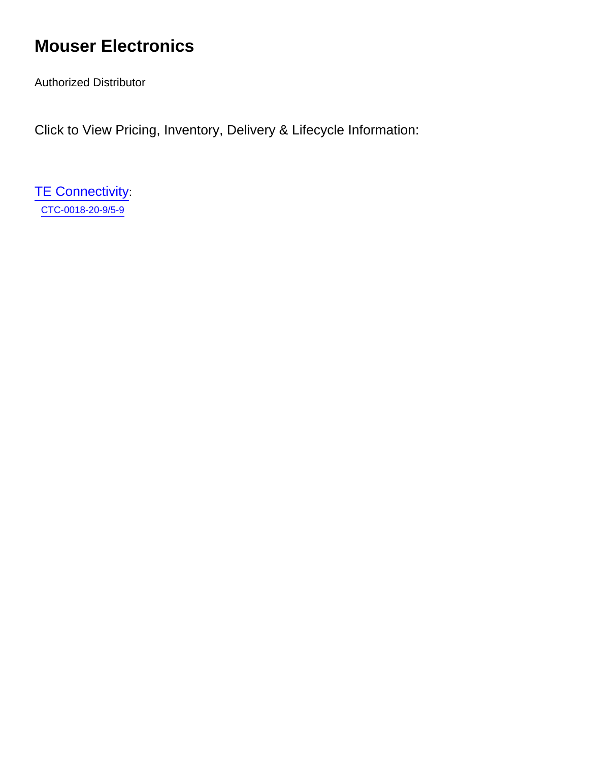# Mouser Electronics

Authorized Distributor

Click to View Pricing, Inventory, Delivery & Lifecycle Information:

TE Connectivity:

CTC-0018-20-9/5-9